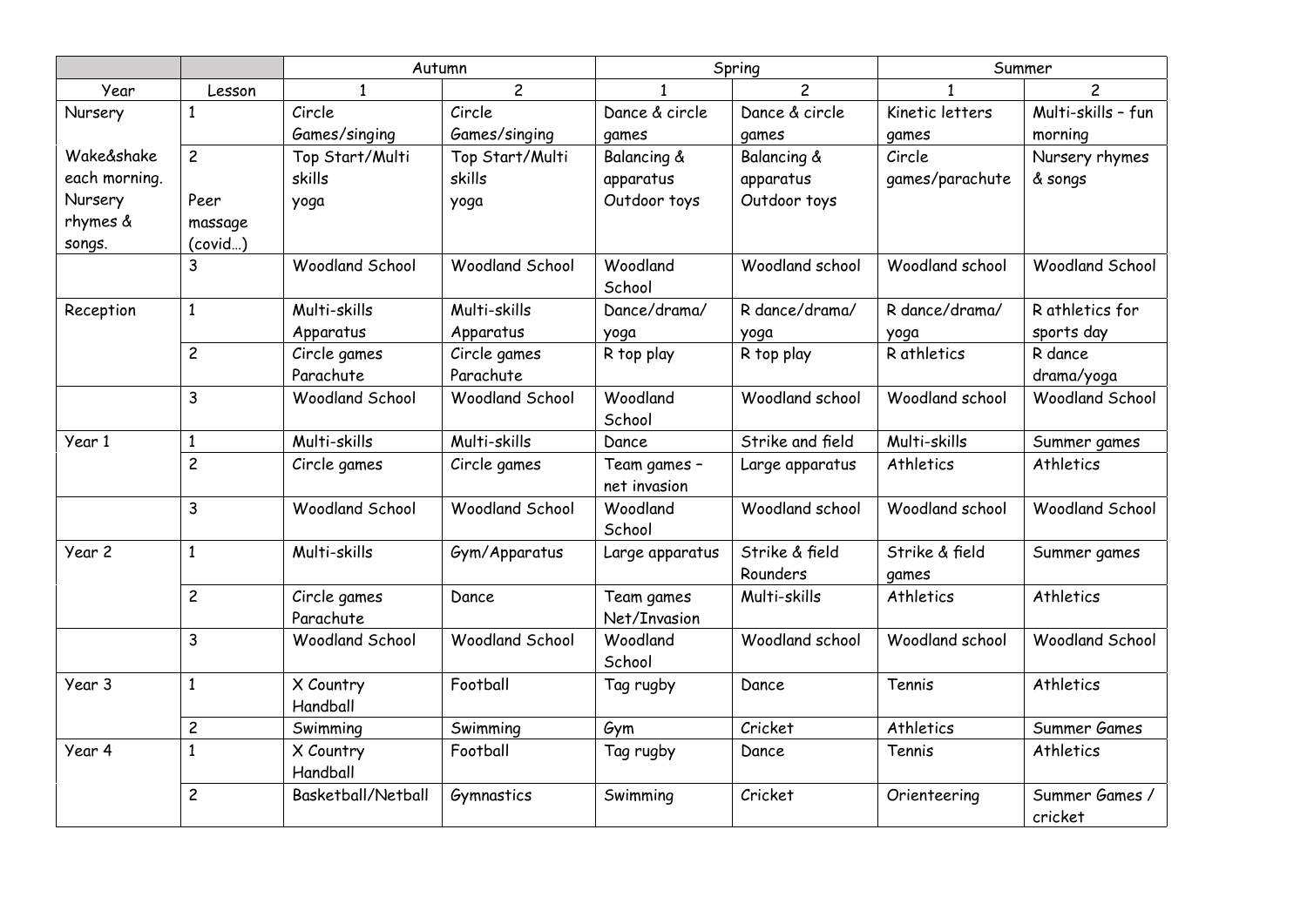| | | Autumn | | Spring | | Summer | |
|---|---|---|---|---|---|---|---|
| Year | Lesson | 1 | 2 | 1 | 2 | 1 | 2 |
| Nursery | 1 | Circle Games/singing | Circle Games/singing | Dance & circle games | Dance & circle games | Kinetic letters games | Multi-skills – fun morning |
| Wake&shake each morning. Nursery rhymes & songs. | 2<br><br>Peer massage (covid…) | Top Start/Multi skills yoga | Top Start/Multi skills yoga | Balancing & apparatus Outdoor toys | Balancing & apparatus Outdoor toys | Circle games/parachute | Nursery rhymes & songs |
| | 3 | Woodland School | Woodland School | Woodland School | Woodland school | Woodland school | Woodland School |
| Reception | 1 | Multi-skills Apparatus | Multi-skills Apparatus | Dance/drama/ yoga | R dance/drama/ yoga | R dance/drama/ yoga | R athletics for sports day |
| | 2 | Circle games Parachute | Circle games Parachute | R top play | R top play | R athletics | R dance drama/yoga |
| | 3 | Woodland School | Woodland School | Woodland School | Woodland school | Woodland school | Woodland School |
| Year 1 | 1 | Multi-skills | Multi-skills | Dance | Strike and field | Multi-skills | Summer games |
| | 2 | Circle games | Circle games | Team games – net invasion | Large apparatus | Athletics | Athletics |
| | 3 | Woodland School | Woodland School | Woodland School | Woodland school | Woodland school | Woodland School |
| Year 2 | 1 | Multi-skills | Gym/Apparatus | Large apparatus | Strike & field Rounders | Strike & field games | Summer games |
| | 2 | Circle games Parachute | Dance | Team games Net/Invasion | Multi-skills | Athletics | Athletics |
| | 3 | Woodland School | Woodland School | Woodland School | Woodland school | Woodland school | Woodland School |
| Year 3 | 1 | X Country Handball | Football | Tag rugby | Dance | Tennis | Athletics |
| | 2 | Swimming | Swimming | Gym | Cricket | Athletics | Summer Games |
| Year 4 | 1 | X Country Handball | Football | Tag rugby | Dance | Tennis | Athletics |
| | 2 | Basketball/Netball | Gymnastics | Swimming | Cricket | Orienteering | Summer Games / cricket |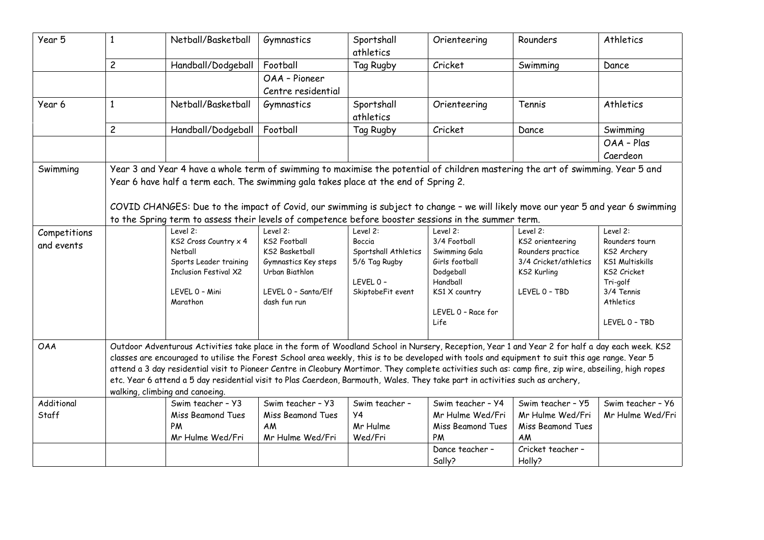| | | | | | | | |
|---|---|---|---|---|---|---|---|
| Year 5 | 1 | Netball/Basketball | Gymnastics | Sportshall athletics | Orienteering | Rounders | Athletics |
| | 2 | Handball/Dodgeball | Football | Tag Rugby | Cricket | Swimming | Dance |
| | | | OAA – Pioneer Centre residential | | | | |
| Year 6 | 1 | Netball/Basketball | Gymnastics | Sportshall athletics | Orienteering | Tennis | Athletics |
| | 2 | Handball/Dodgeball | Football | Tag Rugby | Cricket | Dance | Swimming |
| | | | | | | | OAA – Plas Caerdeon |
| Swimming | Year 3 and Year 4 have a whole term of swimming to maximise the potential of children mastering the art of swimming. Year 5 and Year 6 have half a term each. The swimming gala takes place at the end of Spring 2.<br><br>COVID CHANGES: Due to the impact of Covid, our swimming is subject to change – we will likely move our year 5 and year 6 swimming to the Spring term to assess their levels of competence before booster sessions in the summer term. | | | | | | |
| Competitions and events | | Level 2:<br>KS2 Cross Country x 4<br>Netball<br>Sports Leader training<br>Inclusion Festival X2<br><br>LEVEL 0 – Mini Marathon | Level 2:<br>KS2 Football<br>KS2 Basketball<br>Gymnastics Key steps<br>Urban Biathlon<br><br>LEVEL 0 – Santa/Elf dash fun run | Level 2:<br>Boccia<br>Sportshall Athletics<br>5/6 Tag Rugby<br><br>LEVEL 0 –<br>SkiptobeFit event | Level 2:<br>3/4 Football<br>Swimming Gala<br>Girls football<br>Dodgeball<br>Handball<br>KS1 X country<br><br>LEVEL 0 – Race for Life | Level 2:<br>KS2 orienteering<br>Rounders practice<br>3/4 Cricket/athletics<br>KS2 Kurling<br><br>LEVEL 0 – TBD | Level 2:<br>Rounders tourn<br>KS2 Archery<br>KS1 Multiskills<br>KS2 Cricket<br>Tri-golf<br>3/4 Tennis<br>Athletics<br><br>LEVEL 0 – TBD |
| OAA | Outdoor Adventurous Activities take place in the form of Woodland School in Nursery, Reception, Year 1 and Year 2 for half a day each week. KS2 classes are encouraged to utilise the Forest School area weekly, this is to be developed with tools and equipment to suit this age range. Year 5 attend a 3 day residential visit to Pioneer Centre in Cleobury Mortimor. They complete activities such as: camp fire, zip wire, abseiling, high ropes etc. Year 6 attend a 5 day residential visit to Plas Caerdeon, Barmouth, Wales. They take part in activities such as archery, walking, climbing and canoeing. | | | | | | |
| Additional Staff | | Swim teacher – Y3<br>Miss Beamond Tues PM<br>Mr Hulme Wed/Fri | Swim teacher – Y3<br>Miss Beamond Tues AM<br>Mr Hulme Wed/Fri | Swim teacher – Y4<br>Mr Hulme Wed/Fri | Swim teacher – Y4<br>Mr Hulme Wed/Fri<br>Miss Beamond Tues PM | Swim teacher – Y5<br>Mr Hulme Wed/Fri<br>Miss Beamond Tues AM | Swim teacher – Y6<br>Mr Hulme Wed/Fri |
| | | | | | Dance teacher – Sally? | Cricket teacher – Holly? | |